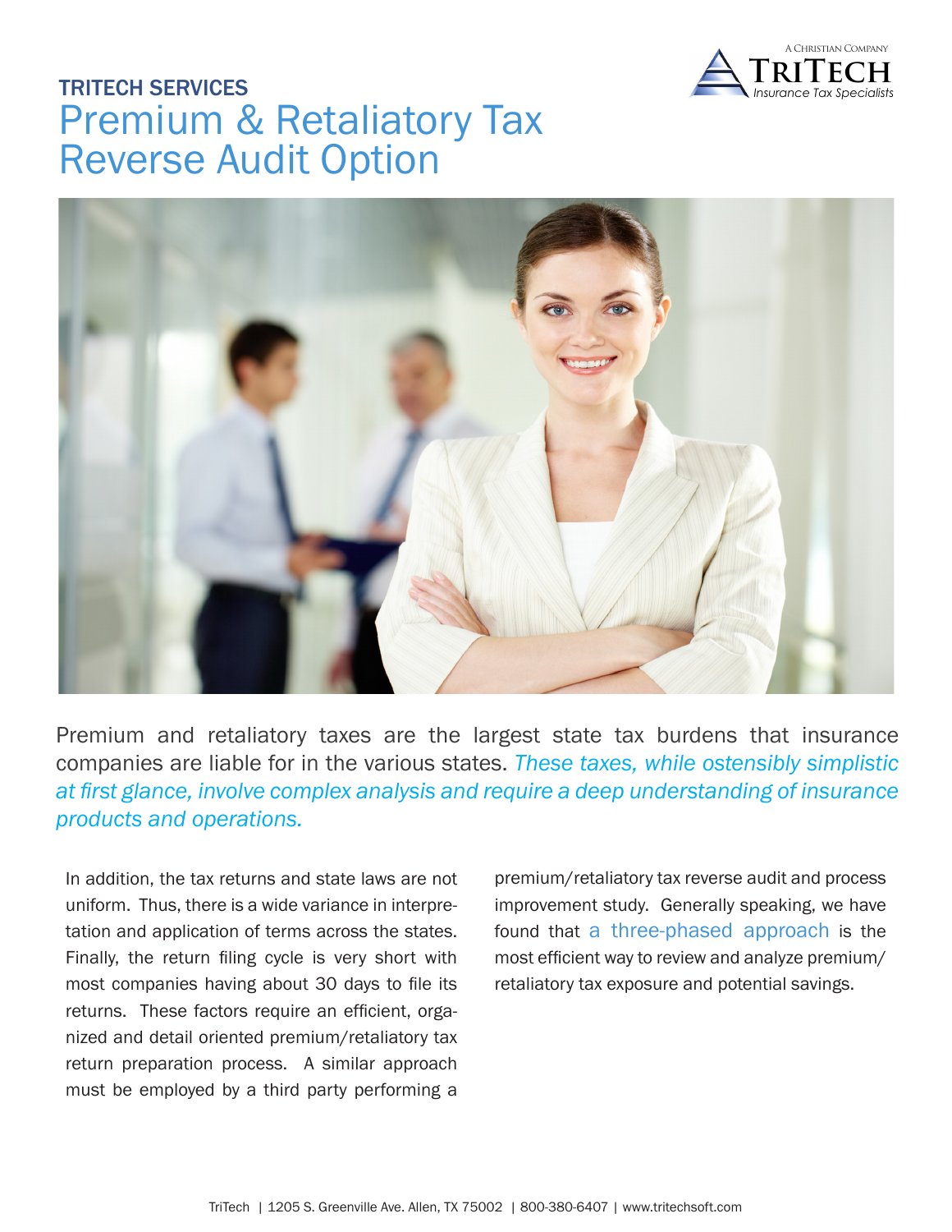TRITECH SERVICES

# Premium & Retaliatory Tax Reverse Audit Option

A Christian Company
**TriTech**
*Insurance Tax Specialists*

Premium and retaliatory taxes are the largest state tax burdens that insurance companies are liable for in the various states. *These taxes, while ostensibly simplistic at first glance, involve complex analysis and require a deep understanding of insurance products and operations.*

In addition, the tax returns and state laws are not uniform. Thus, there is a wide variance in interpretation and application of terms across the states. Finally, the return filing cycle is very short with most companies having about 30 days to file its returns. These factors require an efficient, organized and detail oriented premium/retaliatory tax return preparation process. A similar approach must be employed by a third party performing a premium/retaliatory tax reverse audit and process improvement study. Generally speaking, we have found that a three-phased approach is the most efficient way to review and analyze premium/retaliatory tax exposure and potential savings.

TriTech | 1205 S. Greenville Ave. Allen, TX 75002 | 800-380-6407 | www.tritechsoft.com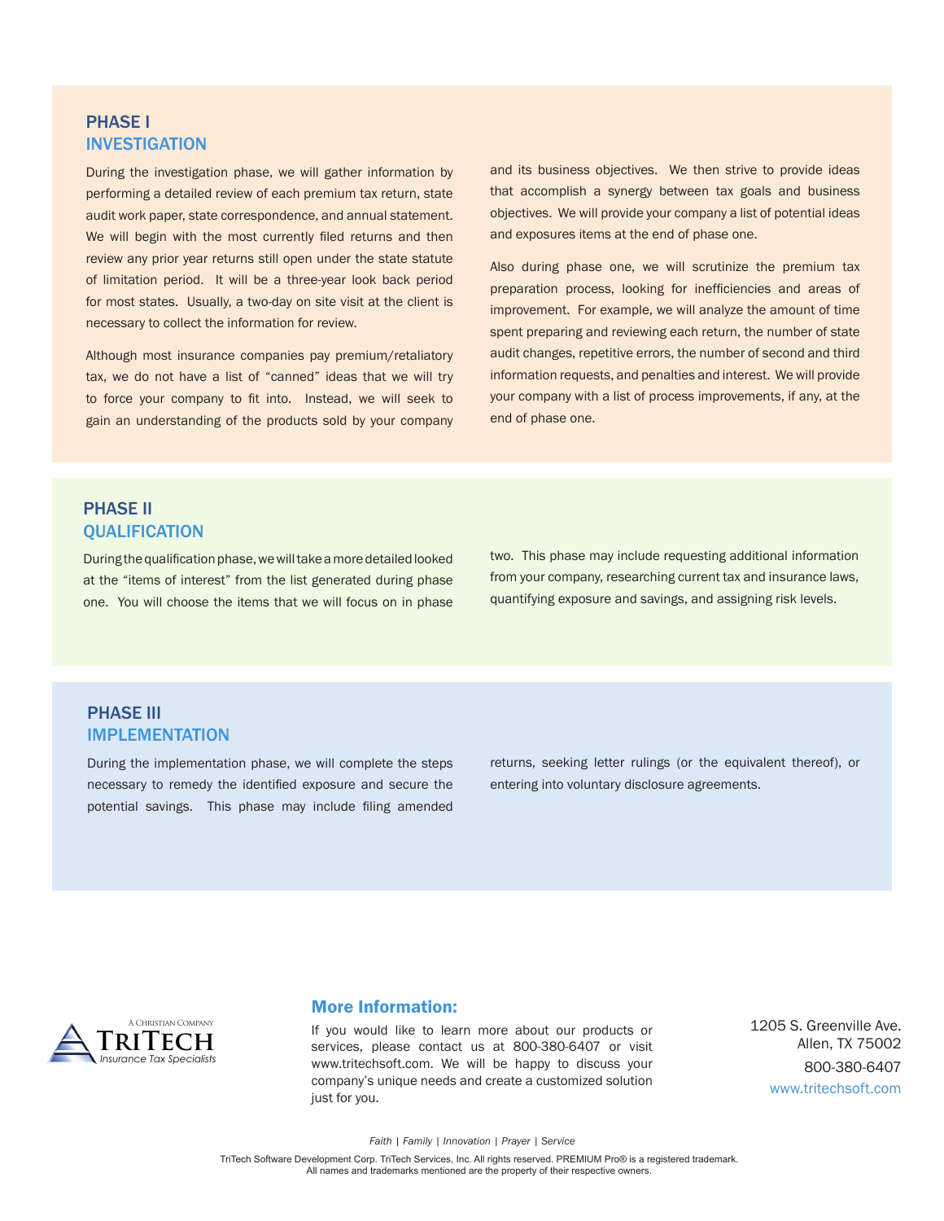## PHASE I
## INVESTIGATION

During the investigation phase, we will gather information by performing a detailed review of each premium tax return, state audit work paper, state correspondence, and annual statement. We will begin with the most currently filed returns and then review any prior year returns still open under the state statute of limitation period. It will be a three-year look back period for most states. Usually, a two-day on site visit at the client is necessary to collect the information for review.

Although most insurance companies pay premium/retaliatory tax, we do not have a list of "canned" ideas that we will try to force your company to fit into. Instead, we will seek to gain an understanding of the products sold by your company and its business objectives. We then strive to provide ideas that accomplish a synergy between tax goals and business objectives. We will provide your company a list of potential ideas and exposures items at the end of phase one.

Also during phase one, we will scrutinize the premium tax preparation process, looking for inefficiencies and areas of improvement. For example, we will analyze the amount of time spent preparing and reviewing each return, the number of state audit changes, repetitive errors, the number of second and third information requests, and penalties and interest. We will provide your company with a list of process improvements, if any, at the end of phase one.

## PHASE II
## QUALIFICATION

During the qualification phase, we will take a more detailed looked at the "items of interest" from the list generated during phase one. You will choose the items that we will focus on in phase two. This phase may include requesting additional information from your company, researching current tax and insurance laws, quantifying exposure and savings, and assigning risk levels.

## PHASE III
## IMPLEMENTATION

During the implementation phase, we will complete the steps necessary to remedy the identified exposure and secure the potential savings. This phase may include filing amended returns, seeking letter rulings (or the equivalent thereof), or entering into voluntary disclosure agreements.

A Christian Company
TriTech
*Insurance Tax Specialists*

### More Information:

If you would like to learn more about our products or services, please contact us at 800-380-6407 or visit www.tritechsoft.com. We will be happy to discuss your company's unique needs and create a customized solution just for you.

1205 S. Greenville Ave.
Allen, TX 75002
800-380-6407
www.tritechsoft.com

*Faith | Family | Innovation | Prayer | Service*

TriTech Software Development Corp. TriTech Services, Inc. All rights reserved. PREMIUM Pro® is a registered trademark.
All names and trademarks mentioned are the property of their respective owners.